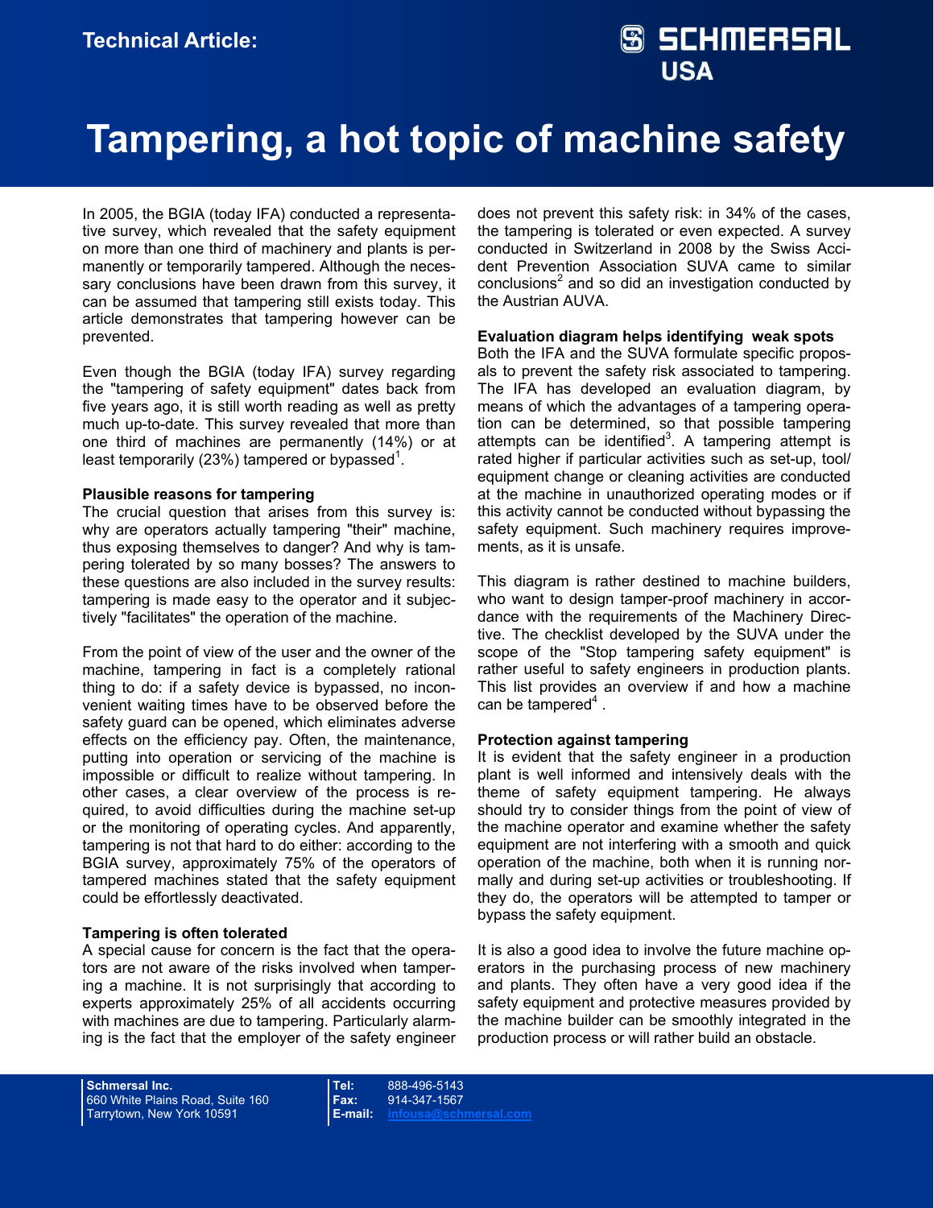Technical Article:

# Tampering, a hot topic of machine safety

In 2005, the BGIA (today IFA) conducted a representative survey, which revealed that the safety equipment on more than one third of machinery and plants is permanently or temporarily tampered. Although the necessary conclusions have been drawn from this survey, it can be assumed that tampering still exists today. This article demonstrates that tampering however can be prevented.

Even though the BGIA (today IFA) survey regarding the "tampering of safety equipment" dates back from five years ago, it is still worth reading as well as pretty much up-to-date. This survey revealed that more than one third of machines are permanently (14%) or at least temporarily (23%) tampered or bypassed[1].

### Plausible reasons for tampering

The crucial question that arises from this survey is: why are operators actually tampering "their" machine, thus exposing themselves to danger? And why is tampering tolerated by so many bosses? The answers to these questions are also included in the survey results: tampering is made easy to the operator and it subjectively "facilitates" the operation of the machine.

From the point of view of the user and the owner of the machine, tampering in fact is a completely rational thing to do: if a safety device is bypassed, no inconvenient waiting times have to be observed before the safety guard can be opened, which eliminates adverse effects on the efficiency pay. Often, the maintenance, putting into operation or servicing of the machine is impossible or difficult to realize without tampering. In other cases, a clear overview of the process is required, to avoid difficulties during the machine set-up or the monitoring of operating cycles. And apparently, tampering is not that hard to do either: according to the BGIA survey, approximately 75% of the operators of tampered machines stated that the safety equipment could be effortlessly deactivated.

### Tampering is often tolerated

A special cause for concern is the fact that the operators are not aware of the risks involved when tampering a machine. It is not surprisingly that according to experts approximately 25% of all accidents occurring with machines are due to tampering. Particularly alarming is the fact that the employer of the safety engineer does not prevent this safety risk: in 34% of the cases, the tampering is tolerated or even expected. A survey conducted in Switzerland in 2008 by the Swiss Accident Prevention Association SUVA came to similar conclusions[2] and so did an investigation conducted by the Austrian AUVA.

### Evaluation diagram helps identifying weak spots

Both the IFA and the SUVA formulate specific proposals to prevent the safety risk associated to tampering. The IFA has developed an evaluation diagram, by means of which the advantages of a tampering operation can be determined, so that possible tampering attempts can be identified[3]. A tampering attempt is rated higher if particular activities such as set-up, tool/ equipment change or cleaning activities are conducted at the machine in unauthorized operating modes or if this activity cannot be conducted without bypassing the safety equipment. Such machinery requires improvements, as it is unsafe.

This diagram is rather destined to machine builders, who want to design tamper-proof machinery in accordance with the requirements of the Machinery Directive. The checklist developed by the SUVA under the scope of the "Stop tampering safety equipment" is rather useful to safety engineers in production plants. This list provides an overview if and how a machine can be tampered[4] .

### Protection against tampering

It is evident that the safety engineer in a production plant is well informed and intensively deals with the theme of safety equipment tampering. He always should try to consider things from the point of view of the machine operator and examine whether the safety equipment are not interfering with a smooth and quick operation of the machine, both when it is running normally and during set-up activities or troubleshooting. If they do, the operators will be attempted to tamper or bypass the safety equipment.

It is also a good idea to involve the future machine operators in the purchasing process of new machinery and plants. They often have a very good idea if the safety equipment and protective measures provided by the machine builder can be smoothly integrated in the production process or will rather build an obstacle.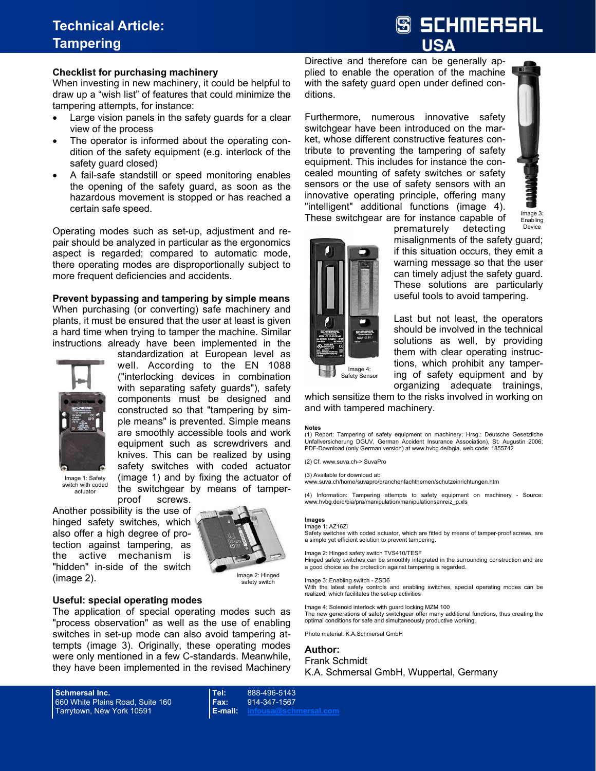### Checklist for purchasing machinery

When investing in new machinery, it could be helpful to draw up a “wish list” of features that could minimize the tampering attempts, for instance:

- Large vision panels in the safety guards for a clear view of the process
- The operator is informed about the operating condition of the safety equipment (e.g. interlock of the safety guard closed)
- A fail-safe standstill or speed monitoring enables the opening of the safety guard, as soon as the hazardous movement is stopped or has reached a certain safe speed.

Operating modes such as set-up, adjustment and repair should be analyzed in particular as the ergonomics aspect is regarded; compared to automatic mode, there operating modes are disproportionally subject to more frequent deficiencies and accidents.

### Prevent bypassing and tampering by simple means

When purchasing (or converting) safe machinery and plants, it must be ensured that the user at least is given a hard time when trying to tamper the machine. Similar instructions already have been implemented in the standardization at European level as well. According to the EN 1088 ("interlocking devices in combination with separating safety guards"), safety components must be designed and constructed so that "tampering by simple means" is prevented. Simple means are smoothly accessible tools and work equipment such as screwdrivers and knives. This can be realized by using safety switches with coded actuator (image 1) and by fixing the actuator of the switchgear by means of tamper-proof screws.

Image 1: Safety switch with coded actuator

Another possibility is the use of hinged safety switches, which also offer a high degree of protection against tampering, as the active mechanism is "hidden" in-side of the switch (image 2).

Image 2: Hinged safety switch

### Useful: special operating modes

The application of special operating modes such as "process observation" as well as the use of enabling switches in set-up mode can also avoid tampering attempts (image 3). Originally, these operating modes were only mentioned in a few C-standards. Meanwhile, they have been implemented in the revised Machinery Directive and therefore can be generally applied to enable the operation of the machine with the safety guard open under defined conditions.

Image 3: Enabling Device

Furthermore, numerous innovative safety switchgear have been introduced on the market, whose different constructive features contribute to preventing the tampering of safety equipment. This includes for instance the concealed mounting of safety switches or safety sensors or the use of safety sensors with an innovative operating principle, offering many "intelligent" additional functions (image 4). These switchgear are for instance capable of prematurely detecting misalignments of the safety guard; if this situation occurs, they emit a warning message so that the user can timely adjust the safety guard. These solutions are particularly useful tools to avoid tampering.

Image 4: Safety Sensor

Last but not least, the operators should be involved in the technical solutions as well, by providing them with clear operating instructions, which prohibit any tampering of safety equipment and by organizing adequate trainings, which sensitize them to the risks involved in working on and with tampered machinery.

**Notes**

(1) Report: Tampering of safety equipment on machinery; Hrsg.: Deutsche Gesetzliche Unfallversicherung DGUV, German Accident Insurance Association), St. Augustin 2006; PDF-Download (only German version) at www.hvbg.de/bgia, web code: 1855742

(2) Cf. www.suva.ch-> SuvaPro

(3) Available for download at: www.suva.ch/home/suvapro/branchenfachthemen/schutzeinrichtungen.htm

(4) Information: Tampering attempts to safety equipment on machinery - Source: www.hvbg.de/d/bia/pra/manipulation/manipulationsanreiz_p.xls

**Images**

Image 1: AZ16Zi
Safety switches with coded actuator, which are fitted by means of tamper-proof screws, are a simple yet efficient solution to prevent tampering.

Image 2: Hinged safety switch TVS410/TESF
Hinged safety switches can be smoothly integrated in the surrounding construction and are a good choice as the protection against tampering is regarded.

Image 3: Enabling switch - ZSD6
With the latest safety controls and enabling switches, special operating modes can be realized, which facilitates the set-up activities

Image 4: Solenoid interlock with guard locking MZM 100
The new generations of safety switchgear offer many additional functions, thus creating the optimal conditions for safe and simultaneously productive working.

Photo material: K.A.Schmersal GmbH

**Author:**
Frank Schmidt
K.A. Schmersal GmbH, Wuppertal, Germany

**Schmersal Inc.**
660 White Plains Road, Suite 160
Tarrytown, New York 10591

**Tel:** 888-496-5143
**Fax:** 914-347-1567
**E-mail:** infousa@schmersal.com